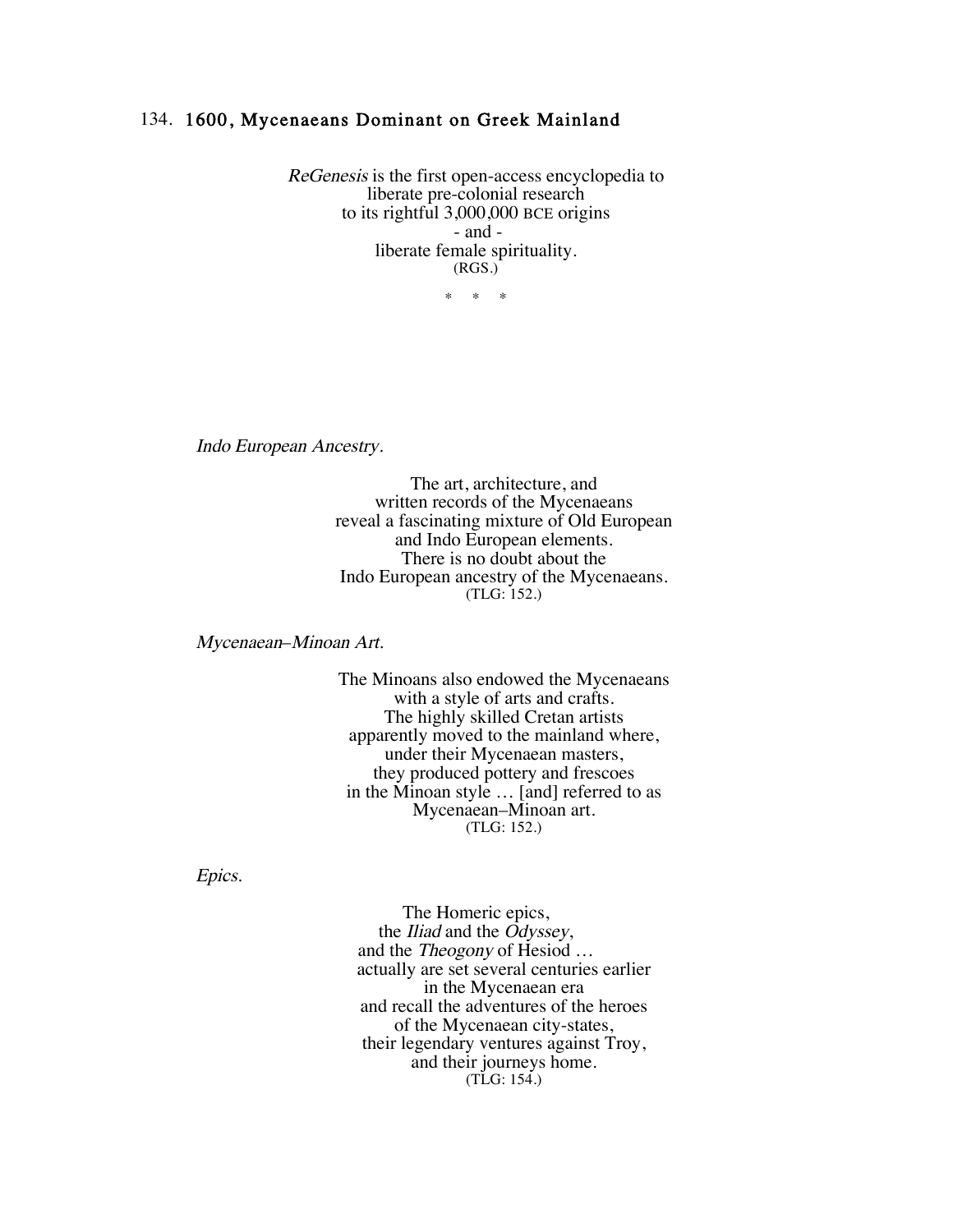## 134. 1600, Mycenaeans Dominant on Greek Mainland

*ReGenesis* is the first open-access encyclopedia to
liberate pre-colonial research
to its rightful 3,000,000 BCE origins
- and -
liberate female spirituality.
(RGS.)

\* \* \*

*Indo European Ancestry.*

The art, architecture, and
written records of the Mycenaeans
reveal a fascinating mixture of Old European
and Indo European elements.
There is no doubt about the
Indo European ancestry of the Mycenaeans.
(TLG: 152.)

*Mycenaean–Minoan Art.*

The Minoans also endowed the Mycenaeans
with a style of arts and crafts.
The highly skilled Cretan artists
apparently moved to the mainland where,
under their Mycenaean masters,
they produced pottery and frescoes
in the Minoan style … [and] referred to as
Mycenaean–Minoan art.
(TLG: 152.)

*Epics.*

The Homeric epics,
the *Iliad* and the *Odyssey*,
and the *Theogony* of Hesiod …
actually are set several centuries earlier
in the Mycenaean era
and recall the adventures of the heroes
of the Mycenaean city-states,
their legendary ventures against Troy,
and their journeys home.
(TLG: 154.)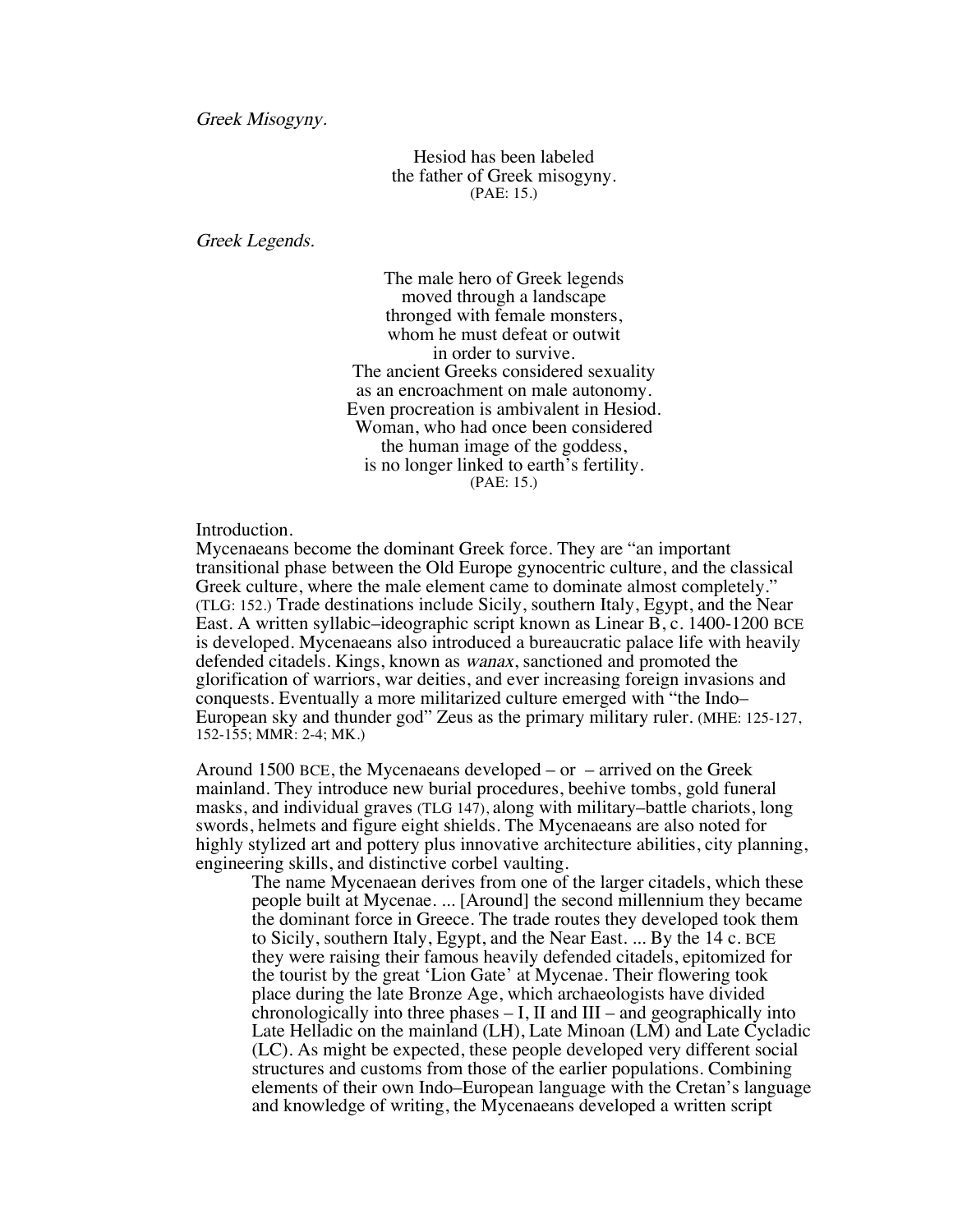*Greek Misogyny.*

<center>
Hesiod has been labeled<br>
the father of Greek misogyny.<br>
(PAE: 15.)
</center>

*Greek Legends.*

<center>
The male hero of Greek legends<br>
moved through a landscape<br>
thronged with female monsters,<br>
whom he must defeat or outwit<br>
in order to survive.<br>
The ancient Greeks considered sexuality<br>
as an encroachment on male autonomy.<br>
Even procreation is ambivalent in Hesiod.<br>
Woman, who had once been considered<br>
the human image of the goddess,<br>
is no longer linked to earth's fertility.<br>
(PAE: 15.)
</center>

Introduction.
Mycenaeans become the dominant Greek force. They are "an important transitional phase between the Old Europe gynocentric culture, and the classical Greek culture, where the male element came to dominate almost completely." (TLG: 152.) Trade destinations include Sicily, southern Italy, Egypt, and the Near East. A written syllabic–ideographic script known as Linear B, c. 1400-1200 BCE is developed. Mycenaeans also introduced a bureaucratic palace life with heavily defended citadels. Kings, known as *wanax*, sanctioned and promoted the glorification of warriors, war deities, and ever increasing foreign invasions and conquests. Eventually a more militarized culture emerged with "the Indo–European sky and thunder god" Zeus as the primary military ruler. (MHE: 125-127, 152-155; MMR: 2-4; MK.)

Around 1500 BCE, the Mycenaeans developed – or – arrived on the Greek mainland. They introduce new burial procedures, beehive tombs, gold funeral masks, and individual graves (TLG 147), along with military–battle chariots, long swords, helmets and figure eight shields. The Mycenaeans are also noted for highly stylized art and pottery plus innovative architecture abilities, city planning, engineering skills, and distinctive corbel vaulting.

> The name Mycenaean derives from one of the larger citadels, which these people built at Mycenae. ... [Around] the second millennium they became the dominant force in Greece. The trade routes they developed took them to Sicily, southern Italy, Egypt, and the Near East. ... By the 14 c. BCE they were raising their famous heavily defended citadels, epitomized for the tourist by the great 'Lion Gate' at Mycenae. Their flowering took place during the late Bronze Age, which archaeologists have divided chronologically into three phases – I, II and III – and geographically into Late Helladic on the mainland (LH), Late Minoan (LM) and Late Cycladic (LC). As might be expected, these people developed very different social structures and customs from those of the earlier populations. Combining elements of their own Indo–European language with the Cretan's language and knowledge of writing, the Mycenaeans developed a written script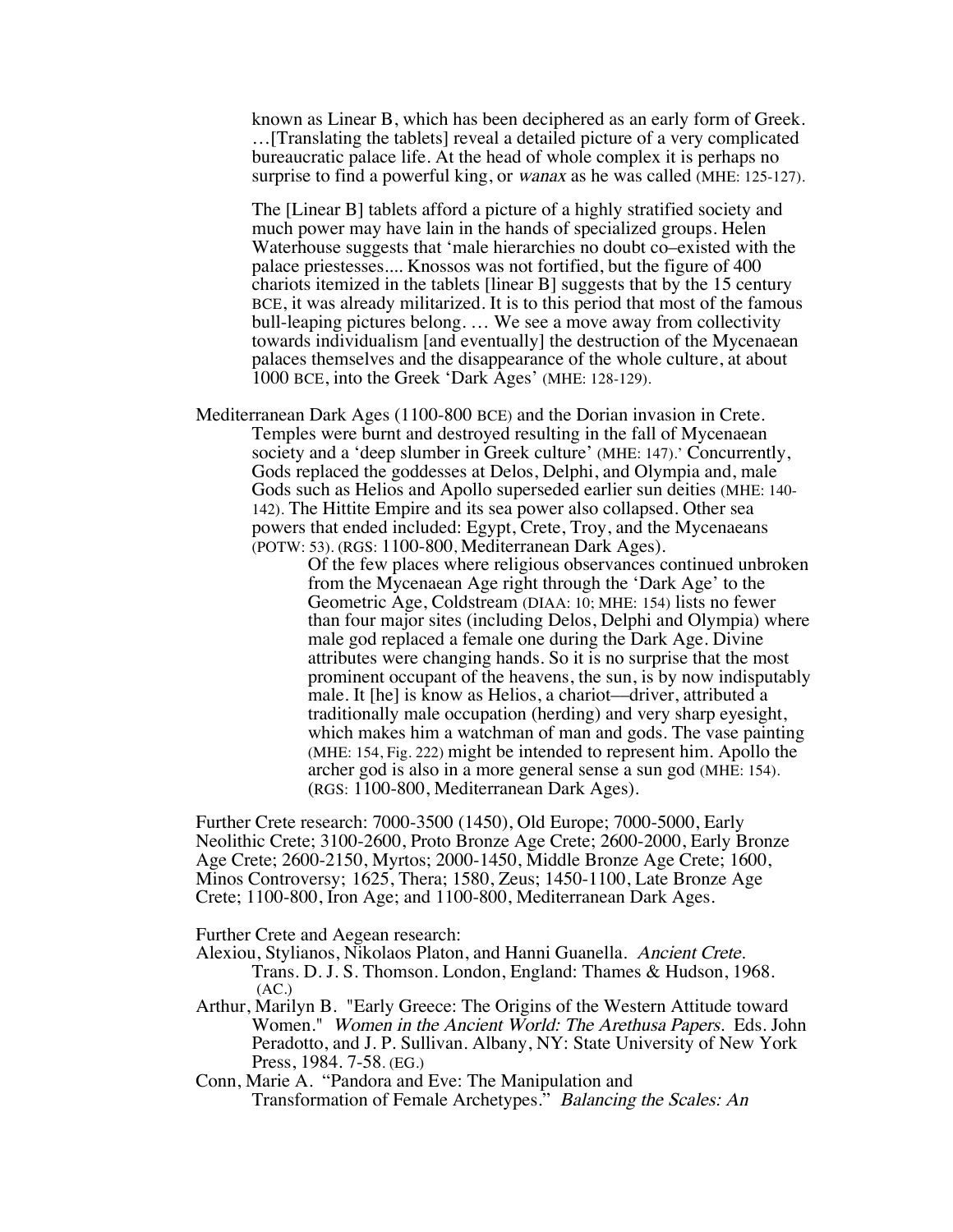known as Linear B, which has been deciphered as an early form of Greek. …[Translating the tablets] reveal a detailed picture of a very complicated bureaucratic palace life. At the head of whole complex it is perhaps no surprise to find a powerful king, or *wanax* as he was called (MHE: 125-127).

> The [Linear B] tablets afford a picture of a highly stratified society and much power may have lain in the hands of specialized groups. Helen Waterhouse suggests that 'male hierarchies no doubt co–existed with the palace priestesses.... Knossos was not fortified, but the figure of 400 chariots itemized in the tablets [linear B] suggests that by the 15 century BCE, it was already militarized. It is to this period that most of the famous bull-leaping pictures belong. … We see a move away from collectivity towards individualism [and eventually] the destruction of the Mycenaean palaces themselves and the disappearance of the whole culture, at about 1000 BCE, into the Greek 'Dark Ages' (MHE: 128-129).

Mediterranean Dark Ages (1100-800 BCE) and the Dorian invasion in Crete. Temples were burnt and destroyed resulting in the fall of Mycenaean society and a 'deep slumber in Greek culture' (MHE: 147).' Concurrently, Gods replaced the goddesses at Delos, Delphi, and Olympia and, male Gods such as Helios and Apollo superseded earlier sun deities (MHE: 140-142). The Hittite Empire and its sea power also collapsed. Other sea powers that ended included: Egypt, Crete, Troy, and the Mycenaeans (POTW: 53). (RGS: 1100-800, Mediterranean Dark Ages).

> Of the few places where religious observances continued unbroken from the Mycenaean Age right through the 'Dark Age' to the Geometric Age, Coldstream (DIAA: 10; MHE: 154) lists no fewer than four major sites (including Delos, Delphi and Olympia) where male god replaced a female one during the Dark Age. Divine attributes were changing hands. So it is no surprise that the most prominent occupant of the heavens, the sun, is by now indisputably male. It [he] is know as Helios, a chariot—driver, attributed a traditionally male occupation (herding) and very sharp eyesight, which makes him a watchman of man and gods. The vase painting (MHE: 154, Fig. 222) might be intended to represent him. Apollo the archer god is also in a more general sense a sun god (MHE: 154). (RGS: 1100-800, Mediterranean Dark Ages).

Further Crete research: 7000-3500 (1450), Old Europe; 7000-5000, Early Neolithic Crete; 3100-2600, Proto Bronze Age Crete; 2600-2000, Early Bronze Age Crete; 2600-2150, Myrtos; 2000-1450, Middle Bronze Age Crete; 1600, Minos Controversy; 1625, Thera; 1580, Zeus; 1450-1100, Late Bronze Age Crete; 1100-800, Iron Age; and 1100-800, Mediterranean Dark Ages.

Further Crete and Aegean research:

Alexiou, Stylianos, Nikolaos Platon, and Hanni Guanella. *Ancient Crete.* Trans. D. J. S. Thomson. London, England: Thames & Hudson, 1968. (AC.)

Arthur, Marilyn B. "Early Greece: The Origins of the Western Attitude toward Women." *Women in the Ancient World: The Arethusa Papers.* Eds. John Peradotto, and J. P. Sullivan. Albany, NY: State University of New York Press, 1984. 7-58. (EG.)

Conn, Marie A. "Pandora and Eve: The Manipulation and Transformation of Female Archetypes." *Balancing the Scales: An*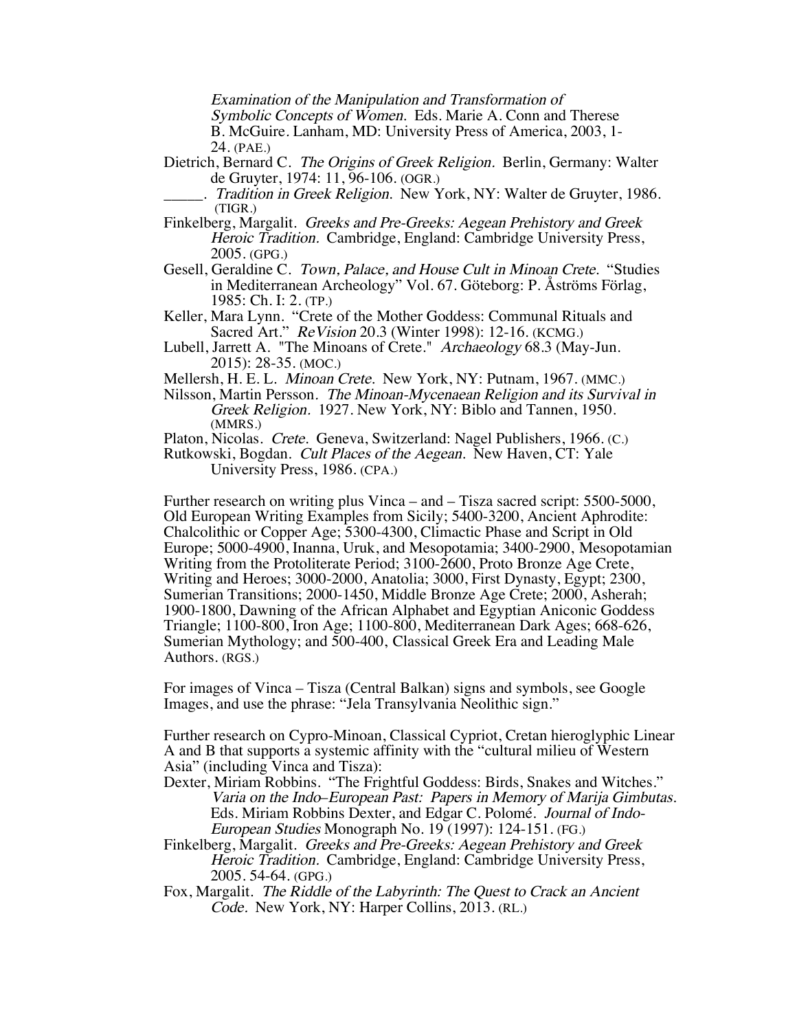*Examination of the Manipulation and Transformation of Symbolic Concepts of Women.* Eds. Marie A. Conn and Therese B. McGuire. Lanham, MD: University Press of America, 2003, 1-24. (PAE.)

Dietrich, Bernard C. *The Origins of Greek Religion.* Berlin, Germany: Walter de Gruyter, 1974: 11, 96-106. (OGR.)

_____. *Tradition in Greek Religion.* New York, NY: Walter de Gruyter, 1986. (TIGR.)

Finkelberg, Margalit. *Greeks and Pre-Greeks: Aegean Prehistory and Greek Heroic Tradition.* Cambridge, England: Cambridge University Press, 2005. (GPG.)

Gesell, Geraldine C. *Town, Palace, and House Cult in Minoan Crete.* "Studies in Mediterranean Archeology" Vol. 67. Göteborg: P. Åströms Förlag, 1985: Ch. I: 2. (TP.)

Keller, Mara Lynn. "Crete of the Mother Goddess: Communal Rituals and Sacred Art." *ReVision* 20.3 (Winter 1998): 12-16. (KCMG.)

Lubell, Jarrett A. "The Minoans of Crete." *Archaeology* 68.3 (May-Jun. 2015): 28-35. (MOC.)

Mellersh, H. E. L. *Minoan Crete.* New York, NY: Putnam, 1967. (MMC.)

Nilsson, Martin Persson. *The Minoan-Mycenaean Religion and its Survival in Greek Religion.* 1927. New York, NY: Biblo and Tannen, 1950. (MMRS.)

Platon, Nicolas. *Crete.* Geneva, Switzerland: Nagel Publishers, 1966. (C.)

Rutkowski, Bogdan. *Cult Places of the Aegean.* New Haven, CT: Yale University Press, 1986. (CPA.)

Further research on writing plus Vinca – and – Tisza sacred script: 5500-5000, Old European Writing Examples from Sicily; 5400-3200, Ancient Aphrodite: Chalcolithic or Copper Age; 5300-4300, Climactic Phase and Script in Old Europe; 5000-4900, Inanna, Uruk, and Mesopotamia; 3400-2900, Mesopotamian Writing from the Protoliterate Period; 3100-2600, Proto Bronze Age Crete, Writing and Heroes; 3000-2000, Anatolia; 3000, First Dynasty, Egypt; 2300, Sumerian Transitions; 2000-1450, Middle Bronze Age Crete; 2000, Asherah; 1900-1800, Dawning of the African Alphabet and Egyptian Aniconic Goddess Triangle; 1100-800, Iron Age; 1100-800, Mediterranean Dark Ages; 668-626, Sumerian Mythology; and 500-400, Classical Greek Era and Leading Male Authors. (RGS.)

For images of Vinca – Tisza (Central Balkan) signs and symbols, see Google Images, and use the phrase: "Jela Transylvania Neolithic sign."

Further research on Cypro-Minoan, Classical Cypriot, Cretan hieroglyphic Linear A and B that supports a systemic affinity with the "cultural milieu of Western Asia" (including Vinca and Tisza):

Dexter, Miriam Robbins. "The Frightful Goddess: Birds, Snakes and Witches." *Varia on the Indo–European Past: Papers in Memory of Marija Gimbutas.* Eds. Miriam Robbins Dexter, and Edgar C. Polomé. *Journal of Indo-European Studies* Monograph No. 19 (1997): 124-151. (FG.)

Finkelberg, Margalit. *Greeks and Pre-Greeks: Aegean Prehistory and Greek Heroic Tradition.* Cambridge, England: Cambridge University Press, 2005. 54-64. (GPG.)

Fox, Margalit. *The Riddle of the Labyrinth: The Quest to Crack an Ancient Code.* New York, NY: Harper Collins, 2013. (RL.)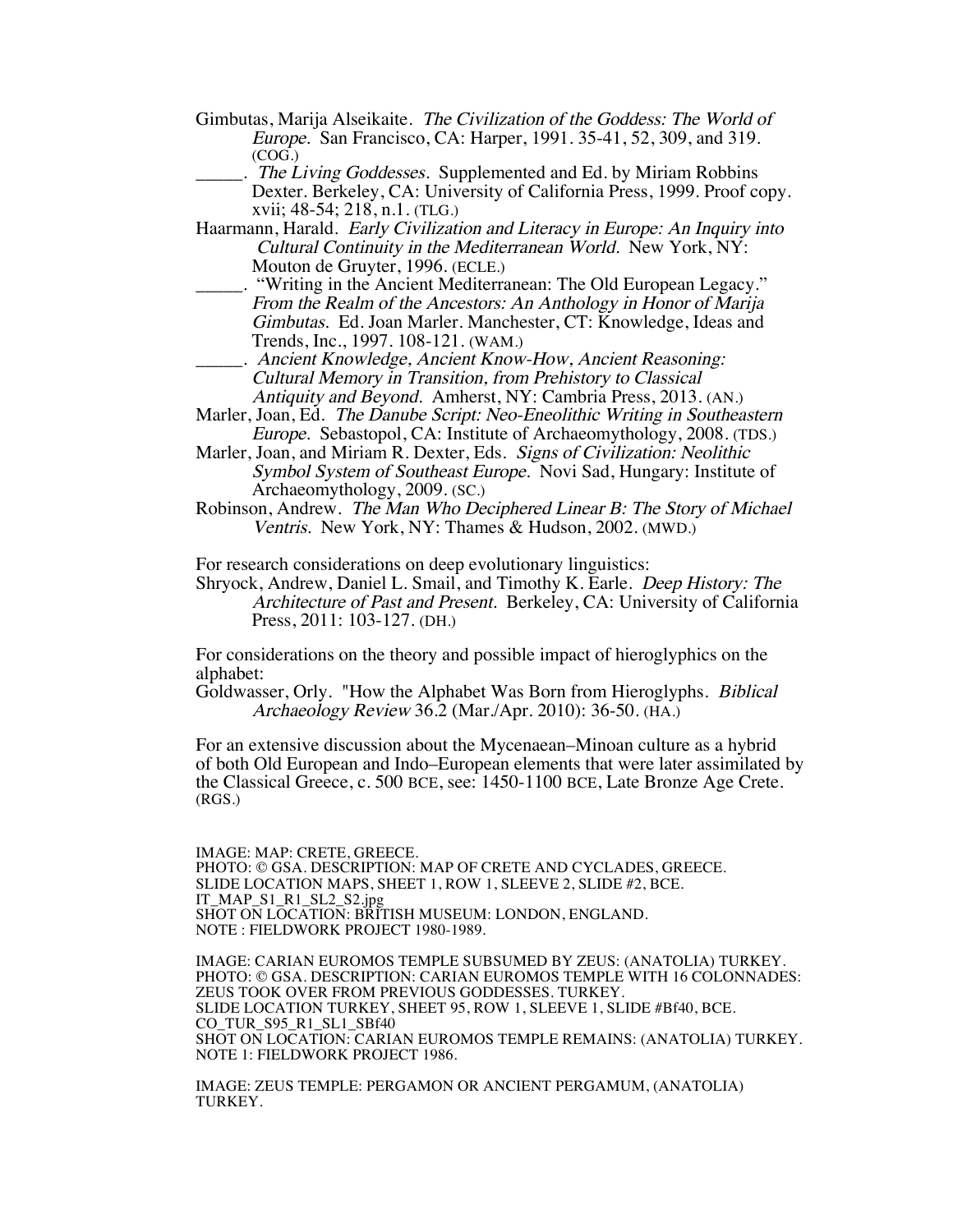Gimbutas, Marija Alseikaite. *The Civilization of the Goddess: The World of Europe.* San Francisco, CA: Harper, 1991. 35-41, 52, 309, and 319. (COG.)

_____. *The Living Goddesses.* Supplemented and Ed. by Miriam Robbins Dexter. Berkeley, CA: University of California Press, 1999. Proof copy. xvii; 48-54; 218, n.1. (TLG.)

Haarmann, Harald. *Early Civilization and Literacy in Europe: An Inquiry into Cultural Continuity in the Mediterranean World.* New York, NY: Mouton de Gruyter, 1996. (ECLE.)

_____. "Writing in the Ancient Mediterranean: The Old European Legacy." *From the Realm of the Ancestors: An Anthology in Honor of Marija Gimbutas.* Ed. Joan Marler. Manchester, CT: Knowledge, Ideas and Trends, Inc., 1997. 108-121. (WAM.)

_____. *Ancient Knowledge, Ancient Know-How, Ancient Reasoning: Cultural Memory in Transition, from Prehistory to Classical Antiquity and Beyond.* Amherst, NY: Cambria Press, 2013. (AN.)

Marler, Joan, Ed. *The Danube Script: Neo-Eneolithic Writing in Southeastern Europe.* Sebastopol, CA: Institute of Archaeomythology, 2008. (TDS.)

Marler, Joan, and Miriam R. Dexter, Eds. *Signs of Civilization: Neolithic Symbol System of Southeast Europe.* Novi Sad, Hungary: Institute of Archaeomythology, 2009. (SC.)

Robinson, Andrew. *The Man Who Deciphered Linear B: The Story of Michael Ventris.* New York, NY: Thames & Hudson, 2002. (MWD.)

For research considerations on deep evolutionary linguistics:

Shryock, Andrew, Daniel L. Smail, and Timothy K. Earle. *Deep History: The Architecture of Past and Present.* Berkeley, CA: University of California Press, 2011: 103-127. (DH.)

For considerations on the theory and possible impact of hieroglyphics on the alphabet:

Goldwasser, Orly. "How the Alphabet Was Born from Hieroglyphs. *Biblical Archaeology Review* 36.2 (Mar./Apr. 2010): 36-50. (HA.)

For an extensive discussion about the Mycenaean–Minoan culture as a hybrid of both Old European and Indo–European elements that were later assimilated by the Classical Greece, c. 500 BCE, see: 1450-1100 BCE, Late Bronze Age Crete. (RGS.)

IMAGE: MAP: CRETE, GREECE.
PHOTO: © GSA. DESCRIPTION: MAP OF CRETE AND CYCLADES, GREECE.
SLIDE LOCATION MAPS, SHEET 1, ROW 1, SLEEVE 2, SLIDE #2, BCE.
IT_MAP_S1_R1_SL2_S2.jpg
SHOT ON LOCATION: BRITISH MUSEUM: LONDON, ENGLAND.
NOTE : FIELDWORK PROJECT 1980-1989.

IMAGE: CARIAN EUROMOS TEMPLE SUBSUMED BY ZEUS: (ANATOLIA) TURKEY.
PHOTO: © GSA. DESCRIPTION: CARIAN EUROMOS TEMPLE WITH 16 COLONNADES: ZEUS TOOK OVER FROM PREVIOUS GODDESSES. TURKEY.
SLIDE LOCATION TURKEY, SHEET 95, ROW 1, SLEEVE 1, SLIDE #Bf40, BCE.
CO_TUR_S95_R1_SL1_SBf40
SHOT ON LOCATION: CARIAN EUROMOS TEMPLE REMAINS: (ANATOLIA) TURKEY.
NOTE 1: FIELDWORK PROJECT 1986.

IMAGE: ZEUS TEMPLE: PERGAMON OR ANCIENT PERGAMUM, (ANATOLIA) TURKEY.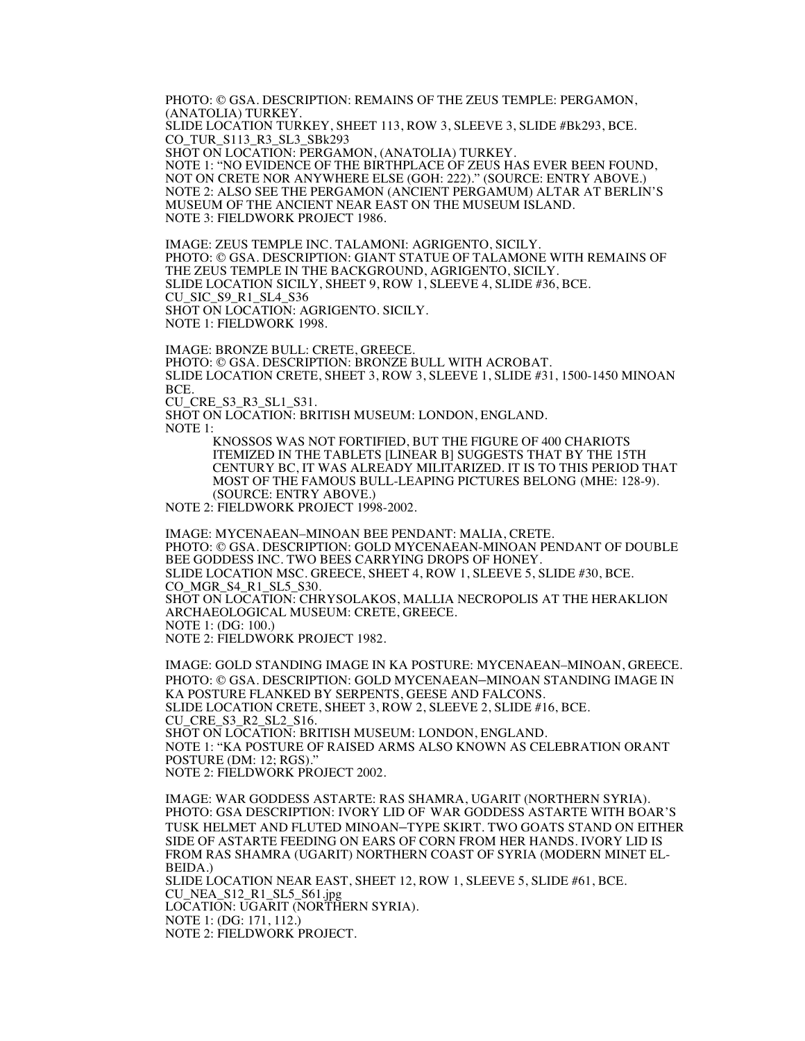PHOTO: © GSA. DESCRIPTION: REMAINS OF THE ZEUS TEMPLE: PERGAMON, (ANATOLIA) TURKEY.
SLIDE LOCATION TURKEY, SHEET 113, ROW 3, SLEEVE 3, SLIDE #Bk293, BCE.
CO_TUR_S113_R3_SL3_SBk293
SHOT ON LOCATION: PERGAMON, (ANATOLIA) TURKEY.
NOTE 1: "NO EVIDENCE OF THE BIRTHPLACE OF ZEUS HAS EVER BEEN FOUND, NOT ON CRETE NOR ANYWHERE ELSE (GOH: 222)." (SOURCE: ENTRY ABOVE.)
NOTE 2: ALSO SEE THE PERGAMON (ANCIENT PERGAMUM) ALTAR AT BERLIN'S MUSEUM OF THE ANCIENT NEAR EAST ON THE MUSEUM ISLAND.
NOTE 3: FIELDWORK PROJECT 1986.

IMAGE: ZEUS TEMPLE INC. TALAMONI: AGRIGENTO, SICILY.
PHOTO: © GSA. DESCRIPTION: GIANT STATUE OF TALAMONE WITH REMAINS OF THE ZEUS TEMPLE IN THE BACKGROUND, AGRIGENTO, SICILY.
SLIDE LOCATION SICILY, SHEET 9, ROW 1, SLEEVE 4, SLIDE #36, BCE.
CU_SIC_S9_R1_SL4_S36
SHOT ON LOCATION: AGRIGENTO. SICILY.
NOTE 1: FIELDWORK 1998.

IMAGE: BRONZE BULL: CRETE, GREECE.
PHOTO: © GSA. DESCRIPTION: BRONZE BULL WITH ACROBAT.
SLIDE LOCATION CRETE, SHEET 3, ROW 3, SLEEVE 1, SLIDE #31, 1500-1450 MINOAN BCE.
CU_CRE_S3_R3_SL1_S31.
SHOT ON LOCATION: BRITISH MUSEUM: LONDON, ENGLAND.
NOTE 1:

> KNOSSOS WAS NOT FORTIFIED, BUT THE FIGURE OF 400 CHARIOTS ITEMIZED IN THE TABLETS [LINEAR B] SUGGESTS THAT BY THE 15TH CENTURY BC, IT WAS ALREADY MILITARIZED. IT IS TO THIS PERIOD THAT MOST OF THE FAMOUS BULL-LEAPING PICTURES BELONG (MHE: 128-9). (SOURCE: ENTRY ABOVE.)

NOTE 2: FIELDWORK PROJECT 1998-2002.

IMAGE: MYCENAEAN–MINOAN BEE PENDANT: MALIA, CRETE.
PHOTO: © GSA. DESCRIPTION: GOLD MYCENAEAN-MINOAN PENDANT OF DOUBLE BEE GODDESS INC. TWO BEES CARRYING DROPS OF HONEY.
SLIDE LOCATION MSC. GREECE, SHEET 4, ROW 1, SLEEVE 5, SLIDE #30, BCE.
CO_MGR_S4_R1_SL5_S30.
SHOT ON LOCATION: CHRYSOLAKOS, MALLIA NECROPOLIS AT THE HERAKLION ARCHAEOLOGICAL MUSEUM: CRETE, GREECE.
NOTE 1: (DG: 100.)
NOTE 2: FIELDWORK PROJECT 1982.

IMAGE: GOLD STANDING IMAGE IN KA POSTURE: MYCENAEAN–MINOAN, GREECE.
PHOTO: © GSA. DESCRIPTION: GOLD MYCENAEAN–MINOAN STANDING IMAGE IN KA POSTURE FLANKED BY SERPENTS, GEESE AND FALCONS.
SLIDE LOCATION CRETE, SHEET 3, ROW 2, SLEEVE 2, SLIDE #16, BCE.
CU_CRE_S3_R2_SL2_S16.
SHOT ON LOCATION: BRITISH MUSEUM: LONDON, ENGLAND.
NOTE 1: "KA POSTURE OF RAISED ARMS ALSO KNOWN AS CELEBRATION ORANT POSTURE (DM: 12; RGS)."
NOTE 2: FIELDWORK PROJECT 2002.

IMAGE: WAR GODDESS ASTARTE: RAS SHAMRA, UGARIT (NORTHERN SYRIA).
PHOTO: GSA DESCRIPTION: IVORY LID OF WAR GODDESS ASTARTE WITH BOAR'S TUSK HELMET AND FLUTED MINOAN–TYPE SKIRT. TWO GOATS STAND ON EITHER SIDE OF ASTARTE FEEDING ON EARS OF CORN FROM HER HANDS. IVORY LID IS FROM RAS SHAMRA (UGARIT) NORTHERN COAST OF SYRIA (MODERN MINET EL-BEIDA.)
SLIDE LOCATION NEAR EAST, SHEET 12, ROW 1, SLEEVE 5, SLIDE #61, BCE.
CU_NEA_S12_R1_SL5_S61.jpg
LOCATION: UGARIT (NORTHERN SYRIA).
NOTE 1: (DG: 171, 112.)
NOTE 2: FIELDWORK PROJECT.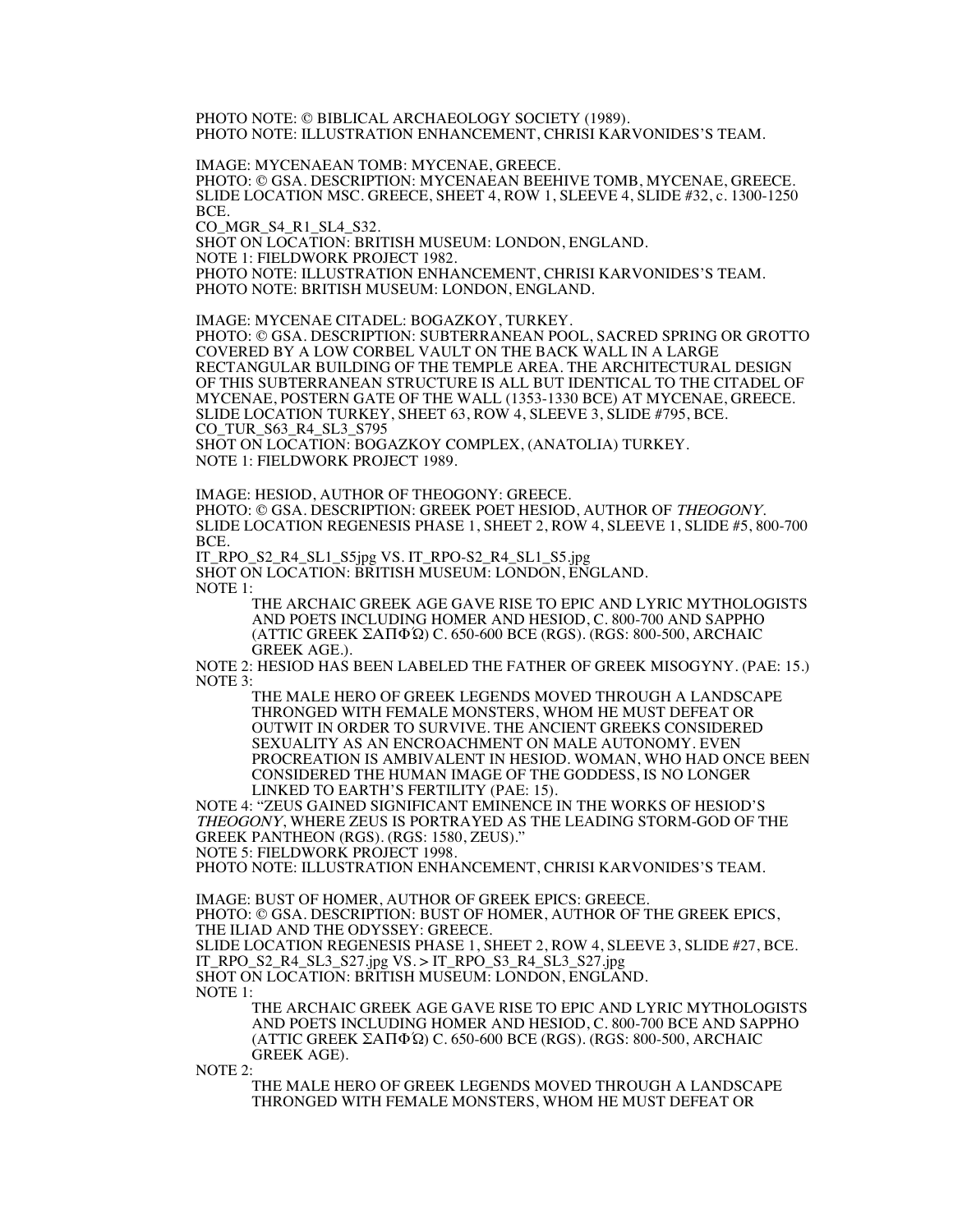PHOTO NOTE: © BIBLICAL ARCHAEOLOGY SOCIETY (1989).
PHOTO NOTE: ILLUSTRATION ENHANCEMENT, CHRISI KARVONIDES'S TEAM.

IMAGE: MYCENAEAN TOMB: MYCENAE, GREECE.
PHOTO: © GSA. DESCRIPTION: MYCENAEAN BEEHIVE TOMB, MYCENAE, GREECE. SLIDE LOCATION MSC. GREECE, SHEET 4, ROW 1, SLEEVE 4, SLIDE #32, c. 1300-1250 BCE.
CO_MGR_S4_R1_SL4_S32.
SHOT ON LOCATION: BRITISH MUSEUM: LONDON, ENGLAND.
NOTE 1: FIELDWORK PROJECT 1982.
PHOTO NOTE: ILLUSTRATION ENHANCEMENT, CHRISI KARVONIDES'S TEAM.
PHOTO NOTE: BRITISH MUSEUM: LONDON, ENGLAND.

IMAGE: MYCENAE CITADEL: BOGAZKOY, TURKEY.
PHOTO: © GSA. DESCRIPTION: SUBTERRANEAN POOL, SACRED SPRING OR GROTTO COVERED BY A LOW CORBEL VAULT ON THE BACK WALL IN A LARGE RECTANGULAR BUILDING OF THE TEMPLE AREA. THE ARCHITECTURAL DESIGN OF THIS SUBTERRANEAN STRUCTURE IS ALL BUT IDENTICAL TO THE CITADEL OF MYCENAE, POSTERN GATE OF THE WALL (1353-1330 BCE) AT MYCENAE, GREECE. SLIDE LOCATION TURKEY, SHEET 63, ROW 4, SLEEVE 3, SLIDE #795, BCE.
CO_TUR_S63_R4_SL3_S795
SHOT ON LOCATION: BOGAZKOY COMPLEX, (ANATOLIA) TURKEY.
NOTE 1: FIELDWORK PROJECT 1989.

IMAGE: HESIOD, AUTHOR OF THEOGONY: GREECE.
PHOTO: © GSA. DESCRIPTION: GREEK POET HESIOD, AUTHOR OF *THEOGONY*.
SLIDE LOCATION REGENESIS PHASE 1, SHEET 2, ROW 4, SLEEVE 1, SLIDE #5, 800-700 BCE.
IT_RPO_S2_R4_SL1_S5jpg VS. IT_RPO-S2_R4_SL1_S5.jpg
SHOT ON LOCATION: BRITISH MUSEUM: LONDON, ENGLAND.
NOTE 1:

> THE ARCHAIC GREEK AGE GAVE RISE TO EPIC AND LYRIC MYTHOLOGISTS AND POETS INCLUDING HOMER AND HESIOD, C. 800-700 AND SAPPHO (ATTIC GREEK ΣΑΠΦΏ) C. 650-600 BCE (RGS). (RGS: 800-500, ARCHAIC GREEK AGE.).

NOTE 2: HESIOD HAS BEEN LABELED THE FATHER OF GREEK MISOGYNY. (PAE: 15.)
NOTE 3:

> THE MALE HERO OF GREEK LEGENDS MOVED THROUGH A LANDSCAPE THRONGED WITH FEMALE MONSTERS, WHOM HE MUST DEFEAT OR OUTWIT IN ORDER TO SURVIVE. THE ANCIENT GREEKS CONSIDERED SEXUALITY AS AN ENCROACHMENT ON MALE AUTONOMY. EVEN PROCREATION IS AMBIVALENT IN HESIOD. WOMAN, WHO HAD ONCE BEEN CONSIDERED THE HUMAN IMAGE OF THE GODDESS, IS NO LONGER LINKED TO EARTH'S FERTILITY (PAE: 15).

NOTE 4: "ZEUS GAINED SIGNIFICANT EMINENCE IN THE WORKS OF HESIOD'S *THEOGONY*, WHERE ZEUS IS PORTRAYED AS THE LEADING STORM-GOD OF THE GREEK PANTHEON (RGS). (RGS: 1580, ZEUS)."
NOTE 5: FIELDWORK PROJECT 1998.
PHOTO NOTE: ILLUSTRATION ENHANCEMENT, CHRISI KARVONIDES'S TEAM.

IMAGE: BUST OF HOMER, AUTHOR OF GREEK EPICS: GREECE.
PHOTO: © GSA. DESCRIPTION: BUST OF HOMER, AUTHOR OF THE GREEK EPICS, THE ILIAD AND THE ODYSSEY: GREECE.
SLIDE LOCATION REGENESIS PHASE 1, SHEET 2, ROW 4, SLEEVE 3, SLIDE #27, BCE.
IT_RPO_S2_R4_SL3_S27.jpg VS. > IT_RPO_S3_R4_SL3_S27.jpg
SHOT ON LOCATION: BRITISH MUSEUM: LONDON, ENGLAND.
NOTE 1:

> THE ARCHAIC GREEK AGE GAVE RISE TO EPIC AND LYRIC MYTHOLOGISTS AND POETS INCLUDING HOMER AND HESIOD, C. 800-700 BCE AND SAPPHO (ATTIC GREEK ΣΑΠΦΏ) C. 650-600 BCE (RGS). (RGS: 800-500, ARCHAIC GREEK AGE).

NOTE 2:

> THE MALE HERO OF GREEK LEGENDS MOVED THROUGH A LANDSCAPE THRONGED WITH FEMALE MONSTERS, WHOM HE MUST DEFEAT OR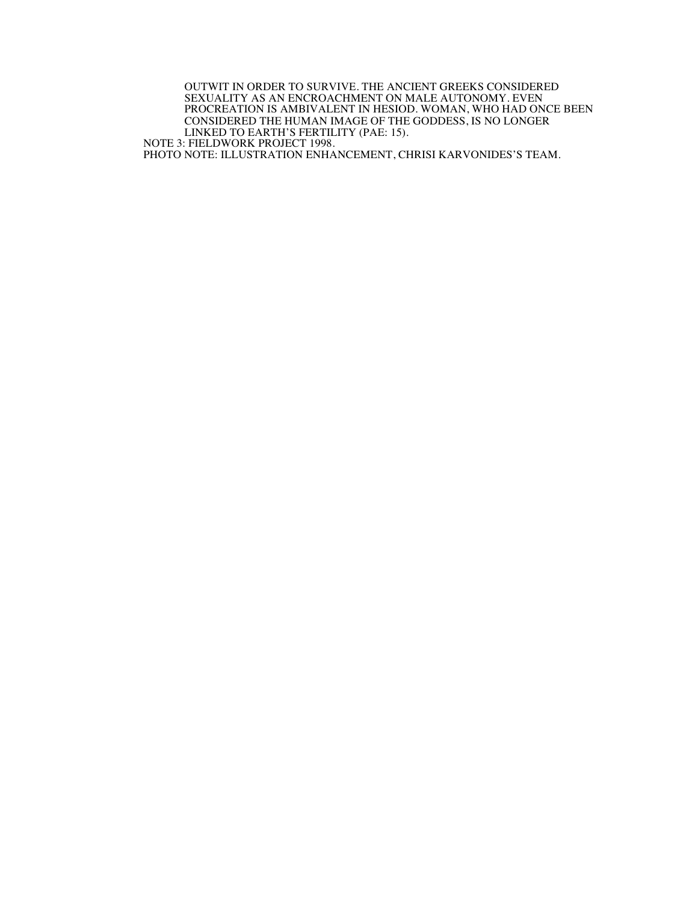OUTWIT IN ORDER TO SURVIVE. THE ANCIENT GREEKS CONSIDERED SEXUALITY AS AN ENCROACHMENT ON MALE AUTONOMY. EVEN PROCREATION IS AMBIVALENT IN HESIOD. WOMAN, WHO HAD ONCE BEEN CONSIDERED THE HUMAN IMAGE OF THE GODDESS, IS NO LONGER LINKED TO EARTH'S FERTILITY (PAE: 15).

NOTE 3: FIELDWORK PROJECT 1998.

PHOTO NOTE: ILLUSTRATION ENHANCEMENT, CHRISI KARVONIDES'S TEAM.